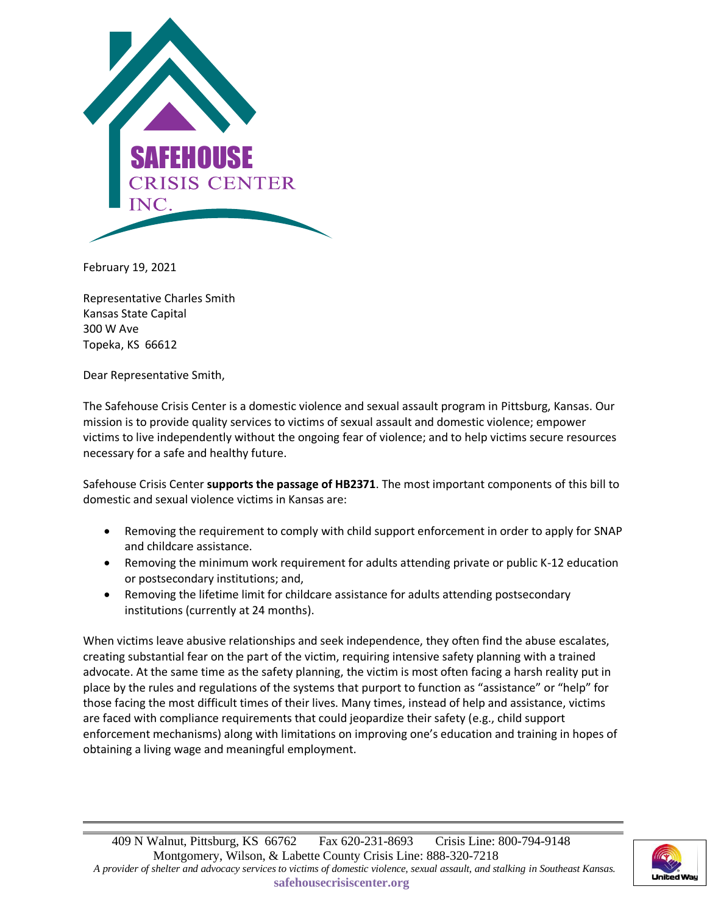SAFEHOUSE
CRISIS CENTER
INC.

February 19, 2021

Representative Charles Smith
Kansas State Capital
300 W Ave
Topeka, KS 66612

Dear Representative Smith,

The Safehouse Crisis Center is a domestic violence and sexual assault program in Pittsburg, Kansas. Our mission is to provide quality services to victims of sexual assault and domestic violence; empower victims to live independently without the ongoing fear of violence; and to help victims secure resources necessary for a safe and healthy future.

Safehouse Crisis Center **supports the passage of HB2371**. The most important components of this bill to domestic and sexual violence victims in Kansas are:

- Removing the requirement to comply with child support enforcement in order to apply for SNAP and childcare assistance.
- Removing the minimum work requirement for adults attending private or public K-12 education or postsecondary institutions; and,
- Removing the lifetime limit for childcare assistance for adults attending postsecondary institutions (currently at 24 months).

When victims leave abusive relationships and seek independence, they often find the abuse escalates, creating substantial fear on the part of the victim, requiring intensive safety planning with a trained advocate. At the same time as the safety planning, the victim is most often facing a harsh reality put in place by the rules and regulations of the systems that purport to function as "assistance" or "help" for those facing the most difficult times of their lives. Many times, instead of help and assistance, victims are faced with compliance requirements that could jeopardize their safety (e.g., child support enforcement mechanisms) along with limitations on improving one's education and training in hopes of obtaining a living wage and meaningful employment.

409 N Walnut, Pittsburg, KS 66762 Fax 620-231-8693 Crisis Line: 800-794-9148
Montgomery, Wilson, & Labette County Crisis Line: 888-320-7218
*A provider of shelter and advocacy services to victims of domestic violence, sexual assault, and stalking in Southeast Kansas.*
**safehousecrisiscenter.org**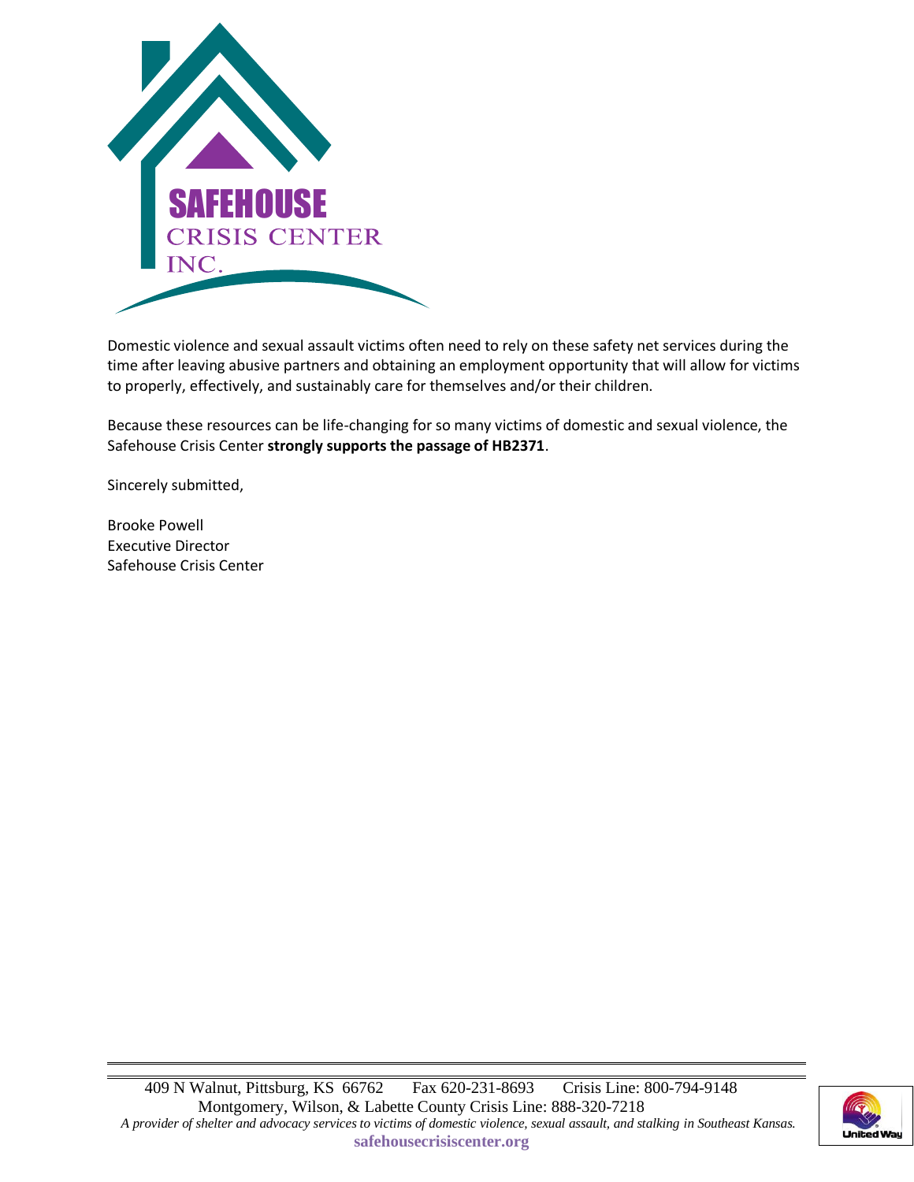SAFEHOUSE
CRISIS CENTER
INC.

Domestic violence and sexual assault victims often need to rely on these safety net services during the time after leaving abusive partners and obtaining an employment opportunity that will allow for victims to properly, effectively, and sustainably care for themselves and/or their children.

Because these resources can be life-changing for so many victims of domestic and sexual violence, the Safehouse Crisis Center **strongly supports the passage of HB2371**.

Sincerely submitted,

Brooke Powell
Executive Director
Safehouse Crisis Center

409 N Walnut, Pittsburg, KS 66762 Fax 620-231-8693 Crisis Line: 800-794-9148
Montgomery, Wilson, & Labette County Crisis Line: 888-320-7218
*A provider of shelter and advocacy services to victims of domestic violence, sexual assault, and stalking in Southeast Kansas.*
**safehousecrisiscenter.org**

United Way